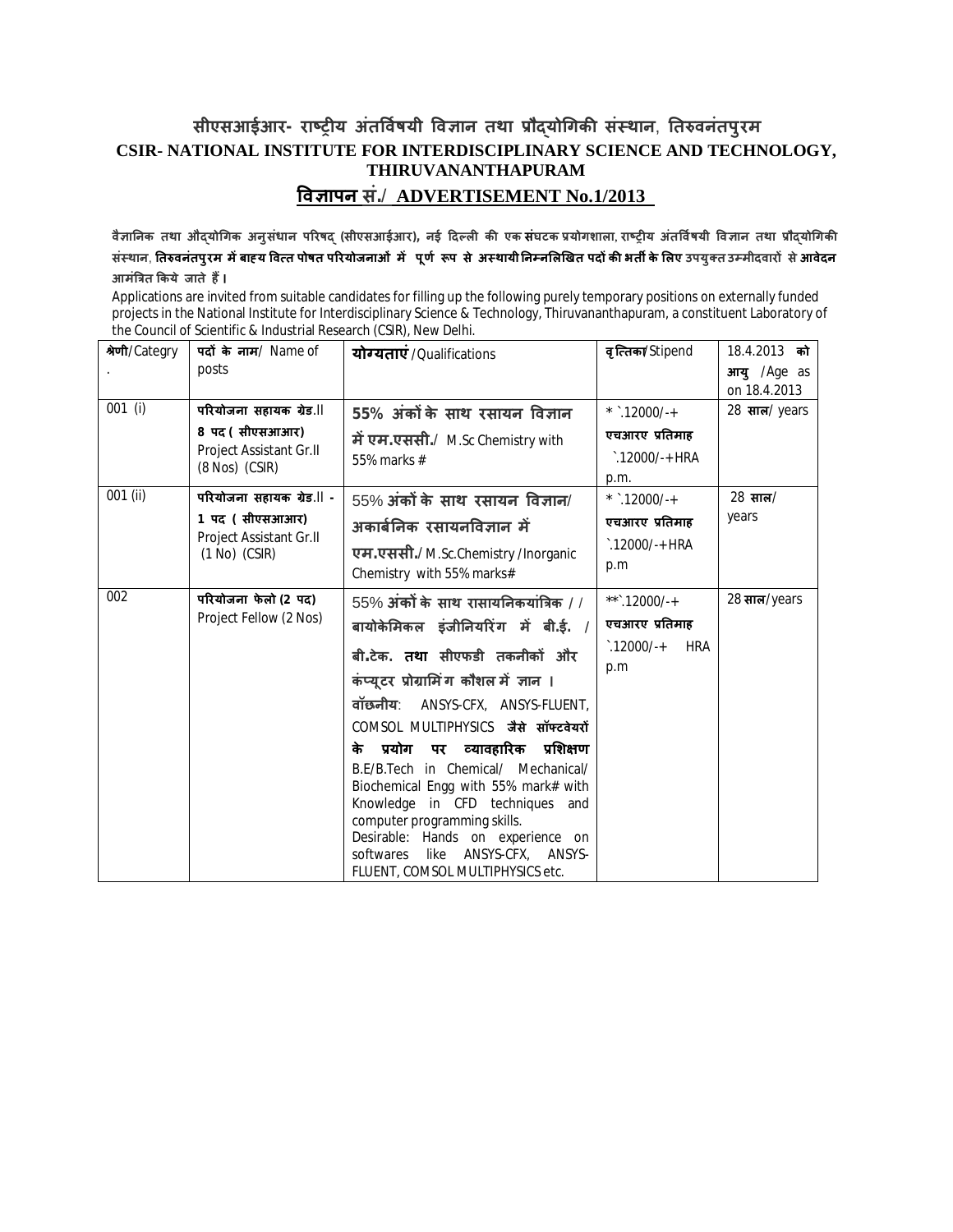# सीएसआईआर- राष्ट्रीय अंतर्विषयी विज्ञान तथा प्रौद्योगिकी संस्थान, तिरुवनंतपुरम

## CSIR- NATIONAL INSTITUTE FOR INTERDISCIPLINARY SCIENCE AND TECHNOLOGY, THIRUVANANTHAPURAM

## विज्ञापन सं./ ADVERTISEMENT No.1/2013

वैज्ञानिक तथा औद्योगिक अनुसंधान परिषद् (सीएसआईआर), नई दिल्ली की एक संघटक प्रयोगशाला, राष्ट्रीय अंतर्विषयी विज्ञान तथा प्रौद्योगिकी संस्थान, तिरुवनंतपुरम में बाह्य वित्त पोषत परियोजनाओं में पूर्ण रूप से अस्थायी निम्नलिखित पदों की भर्ती के लिए उपयुक्त उम्मीदवारों से आवेदन आमंत्रित किये जाते हैं।

Applications are invited from suitable candidates for filling up the following purely temporary positions on externally funded projects in the National Institute for Interdisciplinary Science & Technology, Thiruvananthapuram, a constituent Laboratory of the Council of Scientific & Industrial Research (CSIR), New Delhi.

| श्रेणी/Category | पदों के नाम/ Name of posts | योग्यताएं /Qualifications | वृत्तिका/Stipend | 18.4.2013 को आयु /Age as on 18.4.2013 |
|---|---|---|---|---|
| 001 (i) | परियोजना सहायक ग्रेड.II 8 पद ( सीएसआआर) Project Assistant Gr.II (8 Nos) (CSIR) | 55% अंकों के साथ रसायन विज्ञान में एम.एससी./ M.Sc Chemistry with 55% marks # | * `.12000/-+ एचआरए प्रतिमाह `.12000/-+HRA p.m. | 28 साल/ years |
| 001 (ii) | परियोजना सहायक ग्रेड.II - 1 पद ( सीएसआआर) Project Assistant Gr.II (1 No) (CSIR) | 55% अंकों के साथ रसायन विज्ञान/ अकार्बनिक रसायनविज्ञान में एम.एससी./ M.Sc.Chemistry /Inorganic Chemistry with 55% marks# | * `.12000/-+ एचआरए प्रतिमाह `.12000/-+HRA p.m | 28 साल/ years |
| 002 | परियोजना फेलो (2 पद) Project Fellow (2 Nos) | 55% अंकों के साथ रासायनिकयांत्रिक / / बायोकेमिकल इंजीनियरिंग में बी.ई. / बी.टेक. तथा सीएफडी तकनीकों और कंप्यूटर प्रोग्रामिंग कौशल में ज्ञान । वॉछनीय: ANSYS-CFX, ANSYS-FLUENT, COMSOL MULTIPHYSICS जैसे सॉफ्टवेयरों के प्रयोग पर व्यावहारिक प्रशिक्षण B.E/B.Tech in Chemical/ Mechanical/ Biochemical Engg with 55% mark# with Knowledge in CFD techniques and computer programming skills. Desirable: Hands on experience on softwares like ANSYS-CFX, ANSYS-FLUENT, COMSOL MULTIPHYSICS etc. | **`.12000/-+ एचआरए प्रतिमाह `.12000/-+ HRA p.m | 28 साल/years |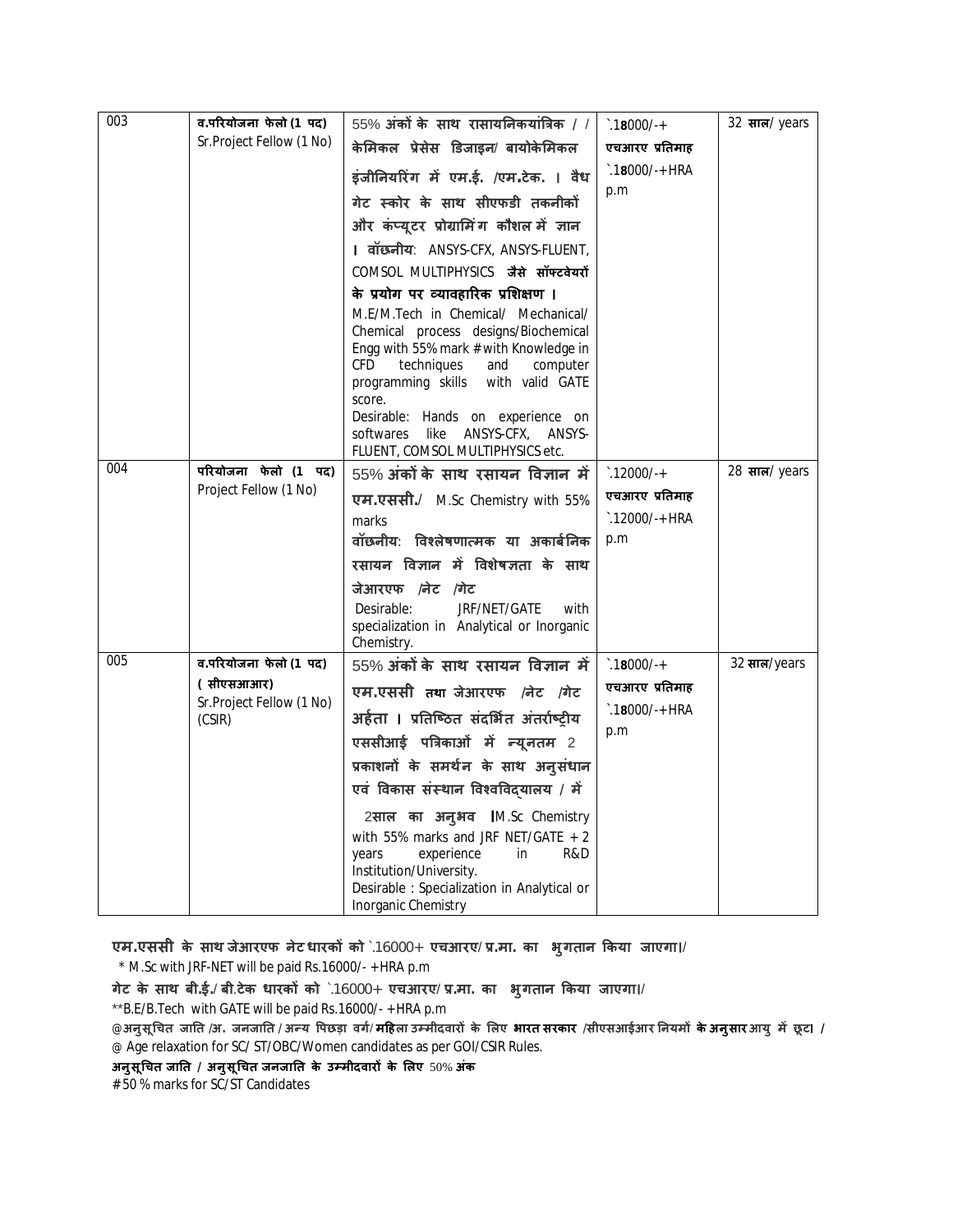| 003 | व.परियोजना फेलो (1 पद) Sr.Project Fellow (1 No) | 55% अंकों के साथ रासायनिकयांत्रिक / / केमिकल प्रेसेस डिजाइन/ बायोकेमिकल इंजीनियरिंग में एम.ई. /एम.टेक. । वैध गेट स्कोर के साथ सीएफडी तकनीकों और कंप्यूटर प्रोग्रामिंग कौशल में ज्ञान । वॉछनीय: ANSYS-CFX, ANSYS-FLUENT, COMSOL MULTIPHYSICS जैसे सॉफ्टवेयरों के प्रयोग पर व्यावहारिक प्रशिक्षण । M.E/M.Tech in Chemical/ Mechanical/ Chemical process designs/Biochemical Engg with 55% mark # with Knowledge in CFD techniques and computer programming skills with valid GATE score. Desirable: Hands on experience on softwares like ANSYS-CFX, ANSYS-FLUENT, COMSOL MULTIPHYSICS etc. | `.18000/-+ एचआरए प्रतिमाह `.18000/-+HRA p.m | 32 साल/ years |
|---|---|---|---|---|
| 004 | परियोजना फेलो (1 पद) Project Fellow (1 No) | 55% अंकों के साथ रसायन विज्ञान में एम.एससी./ M.Sc Chemistry with 55% marks वॉछनीय: विश्लेषणात्मक या अकार्बनिक रसायन विज्ञान में विशेषज्ञता के साथ जेआरएफ /नेट /गेट Desirable: JRF/NET/GATE with specialization in Analytical or Inorganic Chemistry. | `.12000/-+ एचआरए प्रतिमाह `.12000/-+HRA p.m | 28 साल/ years |
| 005 | व.परियोजना फेलो (1 पद) ( सीएसआआर) Sr.Project Fellow (1 No) (CSIR) | 55% अंकों के साथ रसायन विज्ञान में एम.एससी तथा जेआरएफ /नेट /गेट अर्हता । प्रतिष्ठित संदर्भित अंतर्राष्ट्रीय एससीआई पत्रिकाओं में न्यूनतम 2 प्रकाशनों के समर्थन के साथ अनुसंधान एवं विकास संस्थान विश्वविद्यालय / में 2साल का अनुभव ।M.Sc Chemistry with 55% marks and JRF NET/GATE + 2 years experience in R&D Institution/University. Desirable : Specialization in Analytical or Inorganic Chemistry | `.18000/-+ एचआरए प्रतिमाह `.18000/-+HRA p.m | 32 साल/years |

एम.एससी के साथ जेआरएफ नेट धारकों को `.16000+ एचआरए/ प्र.मा. का भुगतान किया जाएगा।/

\* M.Sc with JRF-NET will be paid Rs.16000/- +HRA p.m

गेट के साथ बी.ई./ बी.टेक धारकों को `.16000+ एचआरए/ प्र.मा. का भुगतान किया जाएगा।/

\*\*B.E/B.Tech with GATE will be paid Rs.16000/- +HRA p.m

@अनुसूचित जाति /अ. जनजाति / अन्य पिछड़ा वर्ग/ महिला उम्मीदवारों के लिए भारत सरकार /सीएसआईआर नियमों के अनुसार आयु में छूट। /

@ Age relaxation for SC/ ST/OBC/Women candidates as per GOI/CSIR Rules.

अनुसूचित जाति / अनुसूचित जनजाति के उम्मीदवारों के लिए 50% अंक

# 50 % marks for SC/ST Candidates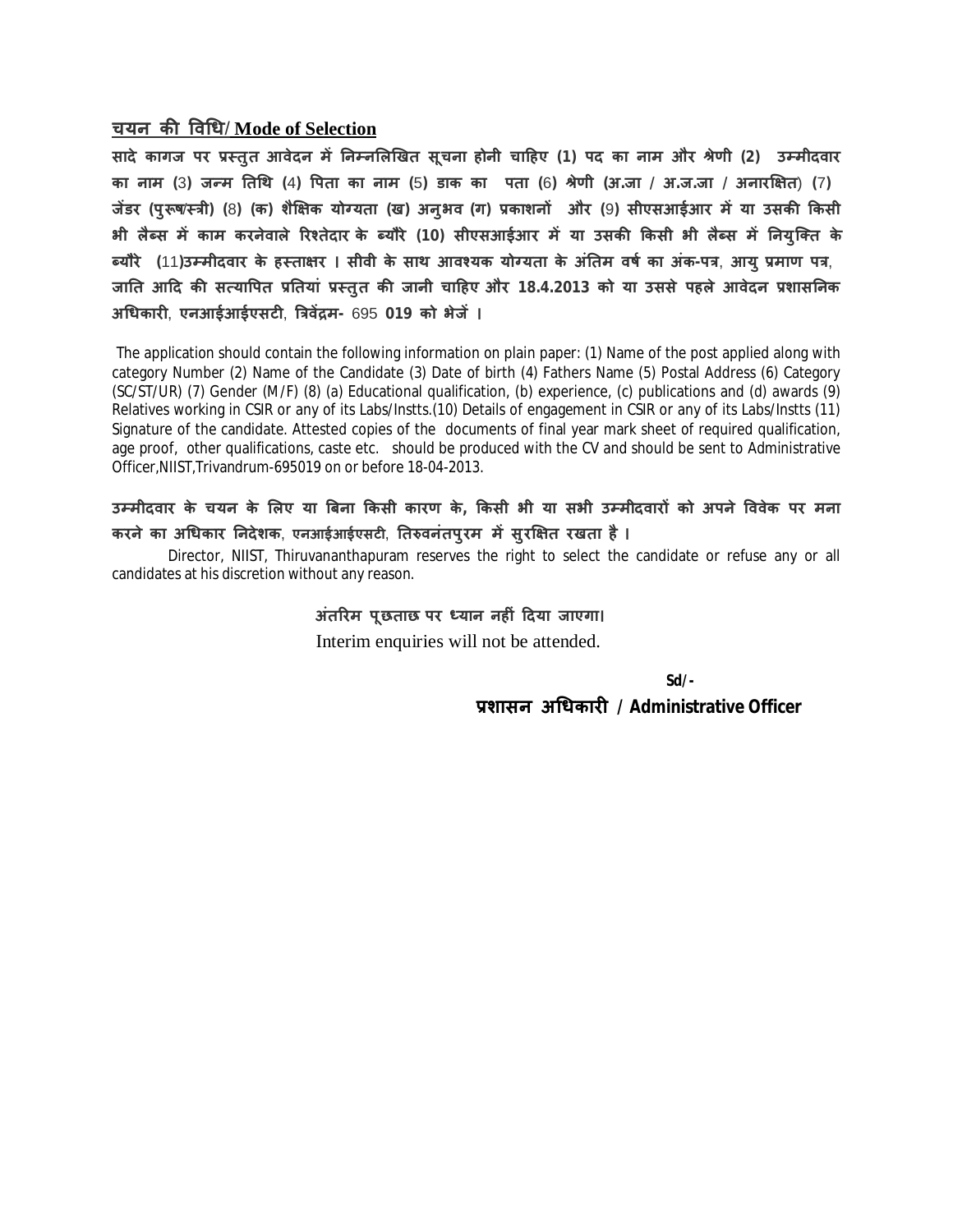## चयन की विधि/ Mode of Selection

**सादे कागज पर प्रस्तुत आवेदन में निम्नलिखित सूचना होनी चाहिए (1) पद का नाम और श्रेणी (2) उम्मीदवार का नाम (3) जन्म तिथि (4) पिता का नाम (5) डाक का पता (6) श्रेणी (अ.जा / अ.ज.जा / अनारक्षित) (7) जेंडर (पुरूष/स्त्री) (8) (क) शैक्षिक योग्यता (ख) अनुभव (ग) प्रकाशनों और (9) सीएसआईआर में या उसकी किसी भी लैब्स में काम करनेवाले रिश्तेदार के ब्यौरे (10) सीएसआईआर में या उसकी किसी भी लैब्स में नियुक्ति के ब्यौरे (11)उम्मीदवार के हस्ताक्षर । सीवी के साथ आवश्यक योग्यता के अंतिम वर्ष का अंक-पत्र, आयु प्रमाण पत्र, जाति आदि की सत्यापित प्रतियां प्रस्तुत की जानी चाहिए और 18.4.2013 को या उससे पहले आवेदन प्रशासनिक अधिकारी, एनआईआईएसटी, त्रिवेंद्रम- 695 019 को भेजें ।**

The application should contain the following information on plain paper: (1) Name of the post applied along with category Number (2) Name of the Candidate (3) Date of birth (4) Fathers Name (5) Postal Address (6) Category (SC/ST/UR) (7) Gender (M/F) (8) (a) Educational qualification, (b) experience, (c) publications and (d) awards (9) Relatives working in CSIR or any of its Labs/Instts.(10) Details of engagement in CSIR or any of its Labs/Instts (11) Signature of the candidate. Attested copies of the documents of final year mark sheet of required qualification, age proof, other qualifications, caste etc. should be produced with the CV and should be sent to Administrative Officer,NIIST,Trivandrum-695019 on or before 18-04-2013.

**उम्मीदवार के चयन के लिए या बिना किसी कारण के, किसी भी या सभी उम्मीदवारों को अपने विवेक पर मना करने का अधिकार निदेशक, एनआईआईएसटी, तिरुवनंतपुरम में सुरक्षित रखता है ।**

Director, NIIST, Thiruvananthapuram reserves the right to select the candidate or refuse any or all candidates at his discretion without any reason.

**अंतरिम पूछताछ पर ध्यान नहीं दिया जाएगा।**

Interim enquiries will not be attended.

**Sd/-**

**प्रशासन अधिकारी / Administrative Officer**